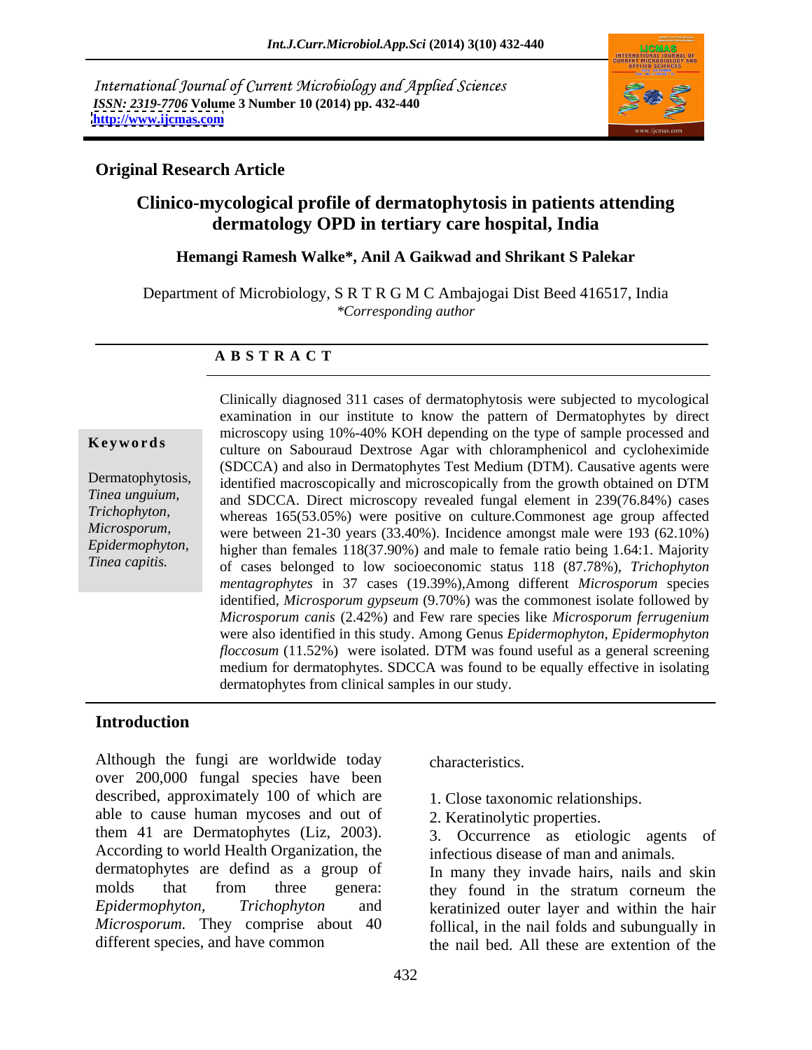International Journal of Current Microbiology and Applied Sciences
*ISSN: 2319-7706* **Volume 3 Number 10 (2014) pp. 432-440**
**http://www.ijcmas.com**

## Original Research Article

# Clinico-mycological profile of dermatophytosis in patients attending dermatology OPD in tertiary care hospital, India

**Hemangi Ramesh Walke\*, Anil A Gaikwad and Shrikant S Palekar**

Department of Microbiology, S R T R G M C Ambajogai Dist Beed 416517, India
*\*Corresponding author*

## A B S T R A C T

**Keywords**

Dermatophytosis, *Tinea unguium, Trichophyton, Microsporum, Epidermophyton, Tinea capitis.*

Clinically diagnosed 311 cases of dermatophytosis were subjected to mycological examination in our institute to know the pattern of Dermatophytes by direct microscopy using 10%-40% KOH depending on the type of sample processed and culture on Sabouraud Dextrose Agar with chloramphenicol and cycloheximide (SDCCA) and also in Dermatophytes Test Medium (DTM). Causative agents were identified macroscopically and microscopically from the growth obtained on DTM and SDCCA. Direct microscopy revealed fungal element in 239(76.84%) cases whereas 165(53.05%) were positive on culture.Commonest age group affected were between 21-30 years (33.40%). Incidence amongst male were 193 (62.10%) higher than females 118(37.90%) and male to female ratio being 1.64:1. Majority of cases belonged to low socioeconomic status 118 (87.78%), *Trichophyton mentagrophytes* in 37 cases (19.39%),Among different *Microsporum* species identified, *Microsporum gypseum* (9.70%) was the commonest isolate followed by *Microsporum canis* (2.42%) and Few rare species like *Microsporum ferrugenium* were also identified in this study. Among Genus *Epidermophyton*, *Epidermophyton floccosum* (11.52%) were isolated. DTM was found useful as a general screening medium for dermatophytes. SDCCA was found to be equally effective in isolating dermatophytes from clinical samples in our study.

## Introduction

Although the fungi are worldwide today over 200,000 fungal species have been described, approximately 100 of which are able to cause human mycoses and out of them 41 are Dermatophytes (Liz, 2003). According to world Health Organization, the dermatophytes are defind as a group of molds that from three genera: *Epidermophyton*, *Trichophyton* and *Microsporum*. They comprise about 40 different species, and have common characteristics.

1. Close taxonomic relationships.
2. Keratinolytic properties.
3. Occurrence as etiologic agents of infectious disease of man and animals.

In many they invade hairs, nails and skin they found in the stratum corneum the keratinized outer layer and within the hair follical, in the nail folds and subungually in the nail bed. All these are extention of the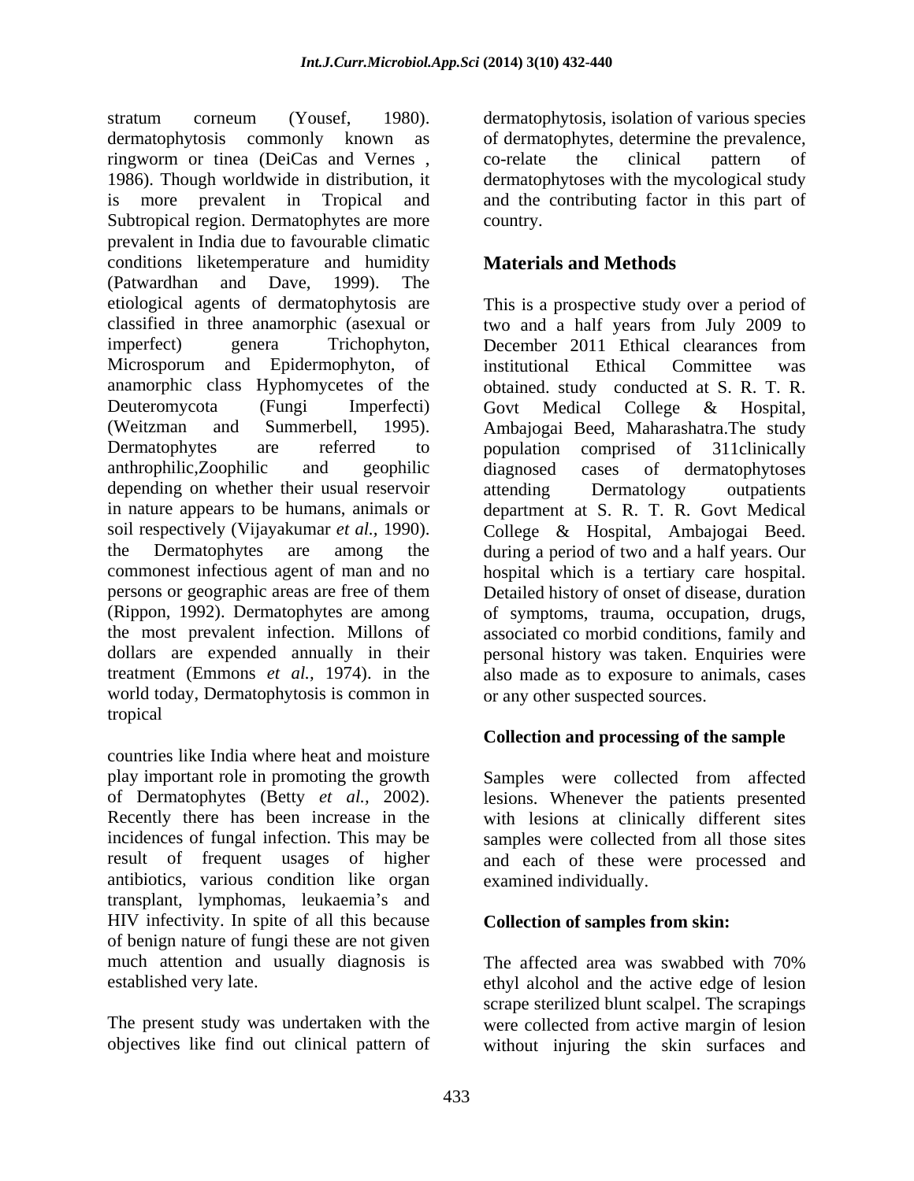stratum corneum (Yousef, 1980). dermatophytosis commonly known as ringworm or tinea (DeiCas and Vernes , 1986). Though worldwide in distribution, it is more prevalent in Tropical and Subtropical region. Dermatophytes are more prevalent in India due to favourable climatic conditions liketemperature and humidity (Patwardhan and Dave, 1999). The etiological agents of dermatophytosis are classified in three anamorphic (asexual or imperfect) genera Trichophyton, Microsporum and Epidermophyton, of anamorphic class Hyphomycetes of the Deuteromycota (Fungi Imperfecti) (Weitzman and Summerbell, 1995). Dermatophytes are referred to anthrophilic,Zoophilic and geophilic depending on whether their usual reservoir in nature appears to be humans, animals or soil respectively (Vijayakumar *et al.,* 1990). the Dermatophytes are among the commonest infectious agent of man and no persons or geographic areas are free of them (Rippon, 1992). Dermatophytes are among the most prevalent infection. Millons of dollars are expended annually in their treatment (Emmons *et al.,* 1974). in the world today, Dermatophytosis is common in tropical

countries like India where heat and moisture play important role in promoting the growth of Dermatophytes (Betty *et al.,* 2002). Recently there has been increase in the incidences of fungal infection. This may be result of frequent usages of higher antibiotics, various condition like organ transplant, lymphomas, leukaemia's and HIV infectivity. In spite of all this because of benign nature of fungi these are not given much attention and usually diagnosis is established very late.

The present study was undertaken with the objectives like find out clinical pattern of dermatophytosis, isolation of various species of dermatophytes, determine the prevalence, co-relate the clinical pattern of dermatophytoses with the mycological study and the contributing factor in this part of country.

## Materials and Methods

This is a prospective study over a period of two and a half years from July 2009 to December 2011 Ethical clearances from institutional Ethical Committee was obtained. study conducted at S. R. T. R. Govt Medical College & Hospital, Ambajogai Beed, Maharashatra.The study population comprised of 311clinically diagnosed cases of dermatophytoses attending Dermatology outpatients department at S. R. T. R. Govt Medical College & Hospital, Ambajogai Beed. during a period of two and a half years. Our hospital which is a tertiary care hospital. Detailed history of onset of disease, duration of symptoms, trauma, occupation, drugs, associated co morbid conditions, family and personal history was taken. Enquiries were also made as to exposure to animals, cases or any other suspected sources.

### Collection and processing of the sample

Samples were collected from affected lesions. Whenever the patients presented with lesions at clinically different sites samples were collected from all those sites and each of these were processed and examined individually.

### Collection of samples from skin:

The affected area was swabbed with 70% ethyl alcohol and the active edge of lesion scrape sterilized blunt scalpel. The scrapings were collected from active margin of lesion without injuring the skin surfaces and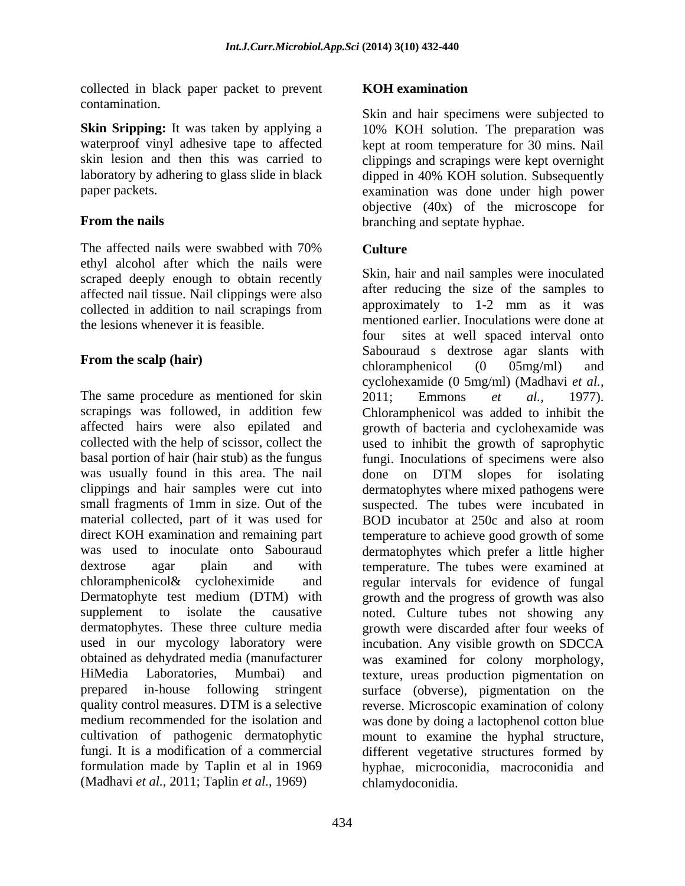collected in black paper packet to prevent contamination.

**Skin Sripping:** It was taken by applying a waterproof vinyl adhesive tape to affected skin lesion and then this was carried to laboratory by adhering to glass slide in black paper packets.

**From the nails**

The affected nails were swabbed with 70% ethyl alcohol after which the nails were scraped deeply enough to obtain recently affected nail tissue. Nail clippings were also collected in addition to nail scrapings from the lesions whenever it is feasible.

**From the scalp (hair)**

The same procedure as mentioned for skin scrapings was followed, in addition few affected hairs were also epilated and collected with the help of scissor, collect the basal portion of hair (hair stub) as the fungus was usually found in this area. The nail clippings and hair samples were cut into small fragments of 1mm in size. Out of the material collected, part of it was used for direct KOH examination and remaining part was used to inoculate onto Sabouraud dextrose agar plain and with chloramphenicol& cycloheximide and Dermatophyte test medium (DTM) with supplement to isolate the causative dermatophytes. These three culture media used in our mycology laboratory were obtained as dehydrated media (manufacturer HiMedia Laboratories, Mumbai) and prepared in-house following stringent quality control measures. DTM is a selective medium recommended for the isolation and cultivation of pathogenic dermatophytic fungi. It is a modification of a commercial formulation made by Taplin et al in 1969 (Madhavi *et al.,* 2011; Taplin *et al.,* 1969)

**KOH examination**

Skin and hair specimens were subjected to 10% KOH solution. The preparation was kept at room temperature for 30 mins. Nail clippings and scrapings were kept overnight dipped in 40% KOH solution. Subsequently examination was done under high power objective (40x) of the microscope for branching and septate hyphae.

**Culture**

Skin, hair and nail samples were inoculated after reducing the size of the samples to approximately to 1-2 mm as it was mentioned earlier. Inoculations were done at four sites at well spaced interval onto Sabouraud s dextrose agar slants with chloramphenicol (0 05mg/ml) and cyclohexamide (0 5mg/ml) (Madhavi *et al.,* 2011; Emmons *et al.,* 1977). Chloramphenicol was added to inhibit the growth of bacteria and cyclohexamide was used to inhibit the growth of saprophytic fungi. Inoculations of specimens were also done on DTM slopes for isolating dermatophytes where mixed pathogens were suspected. The tubes were incubated in BOD incubator at 250c and also at room temperature to achieve good growth of some dermatophytes which prefer a little higher temperature. The tubes were examined at regular intervals for evidence of fungal growth and the progress of growth was also noted. Culture tubes not showing any growth were discarded after four weeks of incubation. Any visible growth on SDCCA was examined for colony morphology, texture, ureas production pigmentation on surface (obverse), pigmentation on the reverse. Microscopic examination of colony was done by doing a lactophenol cotton blue mount to examine the hyphal structure, different vegetative structures formed by hyphae, microconidia, macroconidia and chlamydoconidia.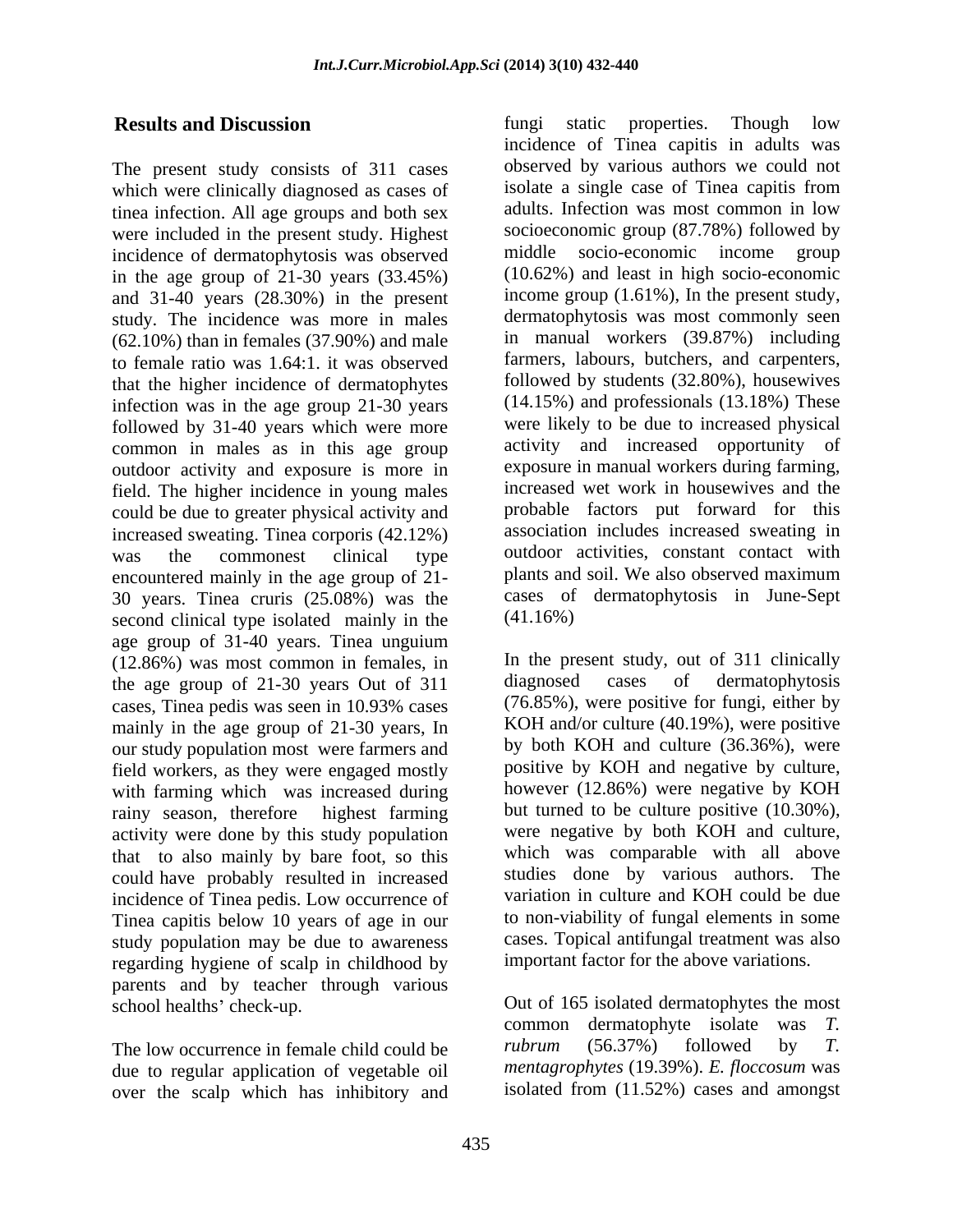## Results and Discussion

The present study consists of 311 cases which were clinically diagnosed as cases of tinea infection. All age groups and both sex were included in the present study. Highest incidence of dermatophytosis was observed in the age group of 21-30 years (33.45%) and 31-40 years (28.30%) in the present study. The incidence was more in males (62.10%) than in females (37.90%) and male to female ratio was 1.64:1. it was observed that the higher incidence of dermatophytes infection was in the age group 21-30 years followed by 31-40 years which were more common in males as in this age group outdoor activity and exposure is more in field. The higher incidence in young males could be due to greater physical activity and increased sweating. Tinea corporis (42.12%) was the commonest clinical type encountered mainly in the age group of 21-30 years. Tinea cruris (25.08%) was the second clinical type isolated mainly in the age group of 31-40 years. Tinea unguium (12.86%) was most common in females, in the age group of 21-30 years Out of 311 cases, Tinea pedis was seen in 10.93% cases mainly in the age group of 21-30 years, In our study population most were farmers and field workers, as they were engaged mostly with farming which was increased during rainy season, therefore highest farming activity were done by this study population that to also mainly by bare foot, so this could have probably resulted in increased incidence of Tinea pedis. Low occurrence of Tinea capitis below 10 years of age in our study population may be due to awareness regarding hygiene of scalp in childhood by parents and by teacher through various school healths' check-up.

The low occurrence in female child could be due to regular application of vegetable oil over the scalp which has inhibitory and fungi static properties. Though low incidence of Tinea capitis in adults was observed by various authors we could not isolate a single case of Tinea capitis from adults. Infection was most common in low socioeconomic group (87.78%) followed by middle socio-economic income group (10.62%) and least in high socio-economic income group (1.61%), In the present study, dermatophytosis was most commonly seen in manual workers (39.87%) including farmers, labours, butchers, and carpenters, followed by students (32.80%), housewives (14.15%) and professionals (13.18%) These were likely to be due to increased physical activity and increased opportunity of exposure in manual workers during farming, increased wet work in housewives and the probable factors put forward for this association includes increased sweating in outdoor activities, constant contact with plants and soil. We also observed maximum cases of dermatophytosis in June-Sept (41.16%)

In the present study, out of 311 clinically diagnosed cases of dermatophytosis (76.85%), were positive for fungi, either by KOH and/or culture (40.19%), were positive by both KOH and culture (36.36%), were positive by KOH and negative by culture, however (12.86%) were negative by KOH but turned to be culture positive (10.30%), were negative by both KOH and culture, which was comparable with all above studies done by various authors. The variation in culture and KOH could be due to non-viability of fungal elements in some cases. Topical antifungal treatment was also important factor for the above variations.

Out of 165 isolated dermatophytes the most common dermatophyte isolate was *T. rubrum* (56.37%) followed by *T. mentagrophytes* (19.39%). *E. floccosum* was isolated from (11.52%) cases and amongst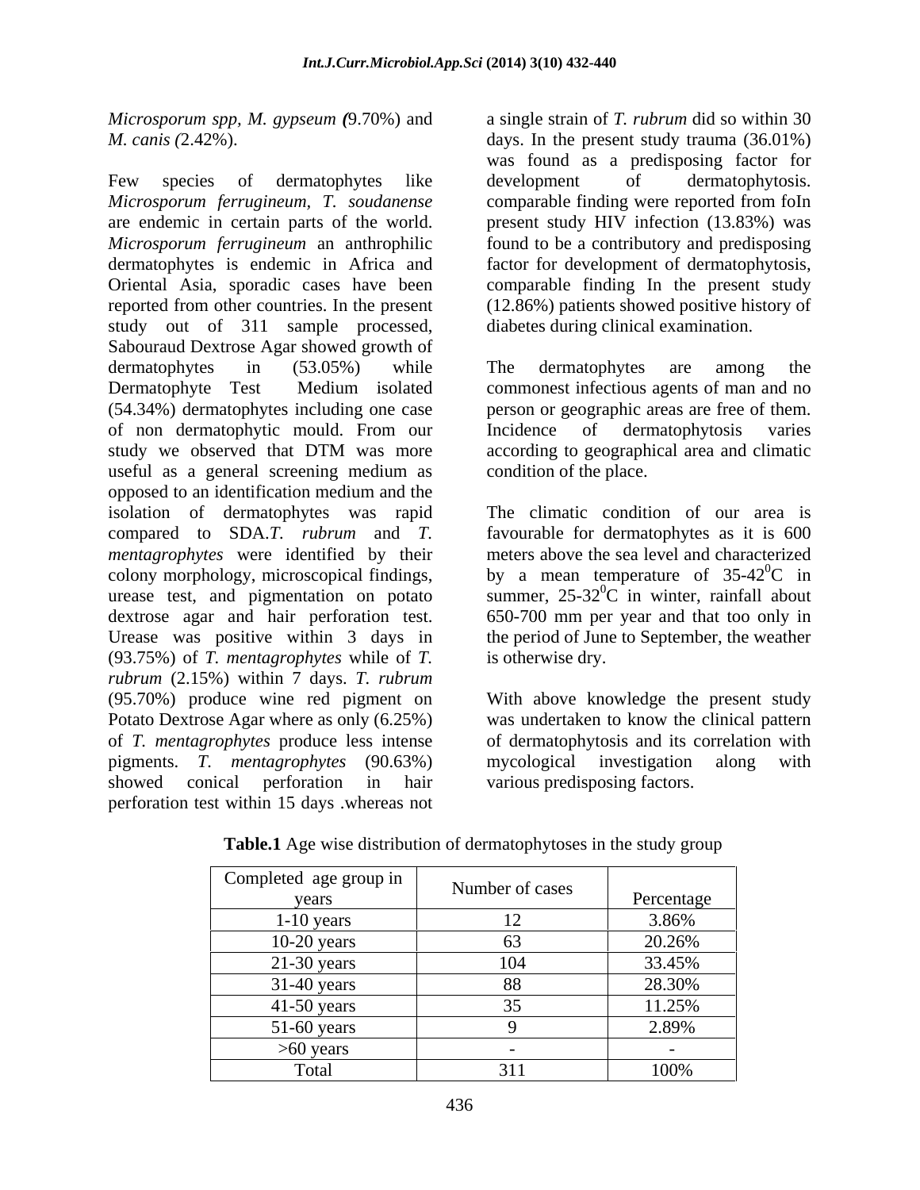*Microsporum spp*, *M. gypseum (*9.70%) and *M. canis (*2.42%).

Few species of dermatophytes like *Microsporum ferrugineum*, *T. soudanense* are endemic in certain parts of the world. *Microsporum ferrugineum* an anthrophilic dermatophytes is endemic in Africa and Oriental Asia, sporadic cases have been reported from other countries. In the present study out of 311 sample processed, Sabouraud Dextrose Agar showed growth of dermatophytes in (53.05%) while Dermatophyte Test Medium isolated (54.34%) dermatophytes including one case of non dermatophytic mould. From our study we observed that DTM was more useful as a general screening medium as opposed to an identification medium and the isolation of dermatophytes was rapid compared to SDA.*T. rubrum* and *T. mentagrophytes* were identified by their colony morphology, microscopical findings, urease test, and pigmentation on potato dextrose agar and hair perforation test. Urease was positive within 3 days in (93.75%) of *T. mentagrophytes* while of *T. rubrum* (2.15%) within 7 days. *T. rubrum* (95.70%) produce wine red pigment on Potato Dextrose Agar where as only (6.25%) of *T. mentagrophytes* produce less intense pigments. *T. mentagrophytes* (90.63%) showed conical perforation in hair perforation test within 15 days .whereas not a single strain of *T. rubrum* did so within 30 days. In the present study trauma (36.01%) was found as a predisposing factor for development of dermatophytosis. comparable finding were reported from foIn present study HIV infection (13.83%) was found to be a contributory and predisposing factor for development of dermatophytosis, comparable finding In the present study (12.86%) patients showed positive history of diabetes during clinical examination.

The dermatophytes are among the commonest infectious agents of man and no person or geographic areas are free of them. Incidence of dermatophytosis varies according to geographical area and climatic condition of the place.

The climatic condition of our area is favourable for dermatophytes as it is 600 meters above the sea level and characterized by a mean temperature of 35-42$^0$C in summer, 25-32$^0$C in winter, rainfall about 650-700 mm per year and that too only in the period of June to September, the weather is otherwise dry.

With above knowledge the present study was undertaken to know the clinical pattern of dermatophytosis and its correlation with mycological investigation along with various predisposing factors.

**Table.1** Age wise distribution of dermatophytoses in the study group

| Completed age group in years | Number of cases | Percentage |
|---|---|---|
| 1-10 years | 12 | 3.86% |
| 10-20 years | 63 | 20.26% |
| 21-30 years | 104 | 33.45% |
| 31-40 years | 88 | 28.30% |
| 41-50 years | 35 | 11.25% |
| 51-60 years | 9 | 2.89% |
| >60 years | - | - |
| Total | 311 | 100% |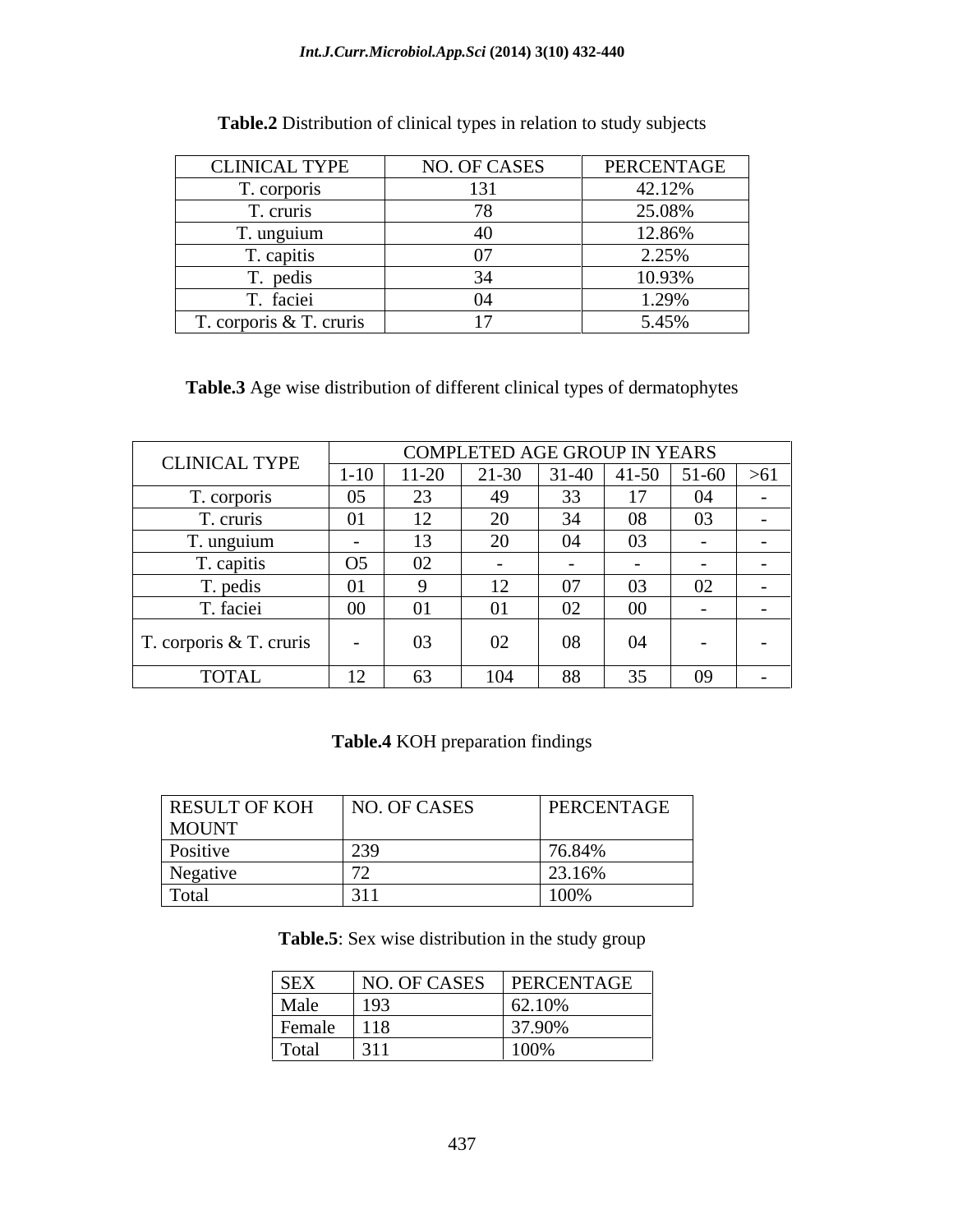**Table.2** Distribution of clinical types in relation to study subjects

| CLINICAL TYPE | NO. OF CASES | PERCENTAGE |
|---|---|---|
| T. corporis | 131 | 42.12% |
| T. cruris | 78 | 25.08% |
| T. unguium | 40 | 12.86% |
| T. capitis | 07 | 2.25% |
| T. pedis | 34 | 10.93% |
| T. faciei | 04 | 1.29% |
| T. corporis & T. cruris | 17 | 5.45% |

**Table.3** Age wise distribution of different clinical types of dermatophytes

| CLINICAL TYPE | COMPLETED AGE GROUP IN YEARS | | | | | | |
|---|---|---|---|---|---|---|---|
| | 1-10 | 11-20 | 21-30 | 31-40 | 41-50 | 51-60 | >61 |
| T. corporis | 05 | 23 | 49 | 33 | 17 | 04 | - |
| T. cruris | 01 | 12 | 20 | 34 | 08 | 03 | - |
| T. unguium | - | 13 | 20 | 04 | 03 | - | - |
| T. capitis | O5 | 02 | - | - | - | - | - |
| T. pedis | 01 | 9 | 12 | 07 | 03 | 02 | - |
| T. faciei | 00 | 01 | 01 | 02 | 00 | - | - |
| T. corporis & T. cruris | - | 03 | 02 | 08 | 04 | - | - |
| TOTAL | 12 | 63 | 104 | 88 | 35 | 09 | - |

**Table.4** KOH preparation findings

| RESULT OF KOH MOUNT | NO. OF CASES | PERCENTAGE |
|---|---|---|
| Positive | 239 | 76.84% |
| Negative | 72 | 23.16% |
| Total | 311 | 100% |

**Table.5**: Sex wise distribution in the study group

| SEX | NO. OF CASES | PERCENTAGE |
|---|---|---|
| Male | 193 | 62.10% |
| Female | 118 | 37.90% |
| Total | 311 | 100% |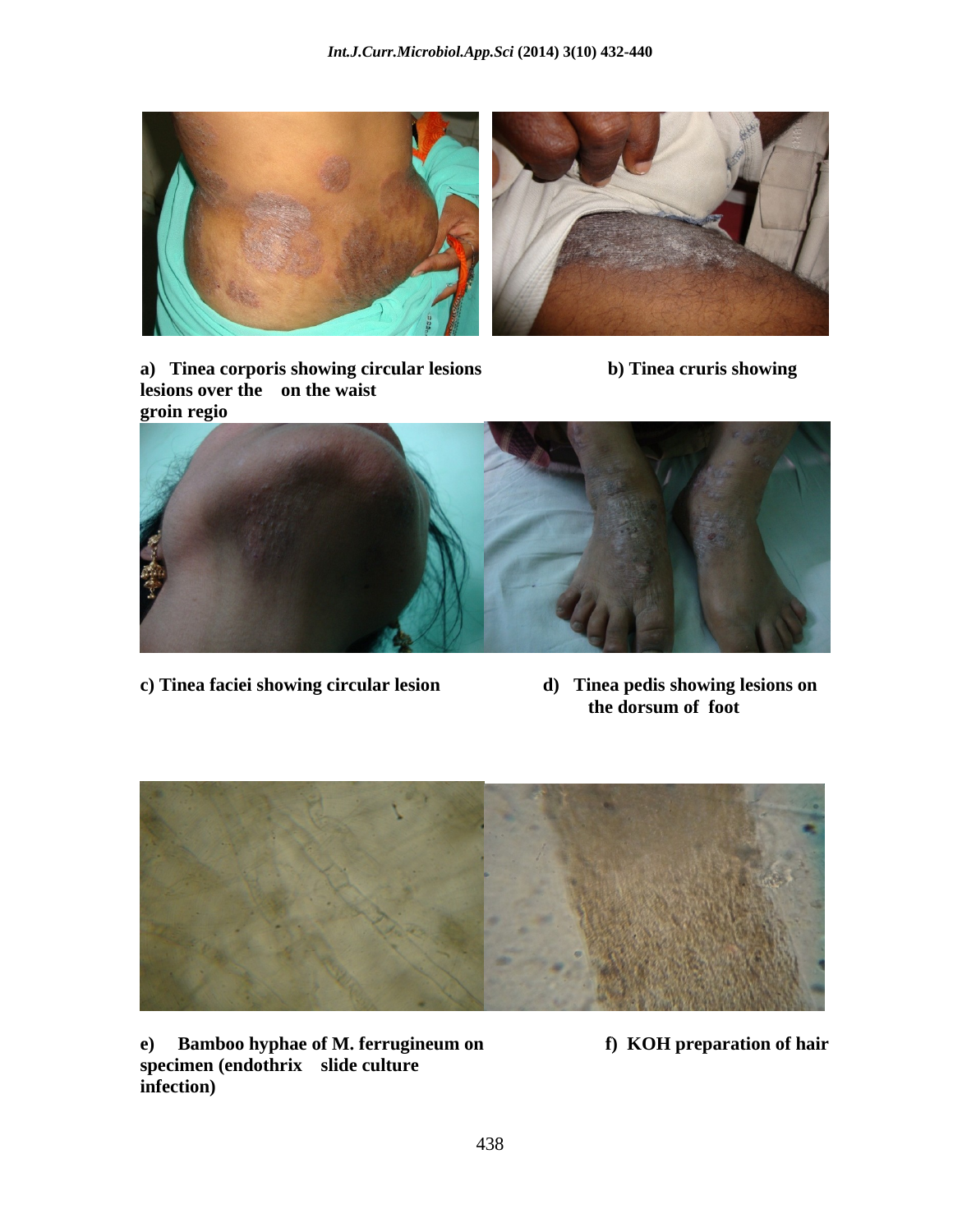a) Tinea corporis showing circular lesions on the waist

b) Tinea cruris showing lesions over the groin regio

c) Tinea faciei showing circular lesion

d) Tinea pedis showing lesions on the dorsum of foot

e) Bamboo hyphae of M. ferrugineum on slide culture

f) KOH preparation of hair specimen (endothrix infection)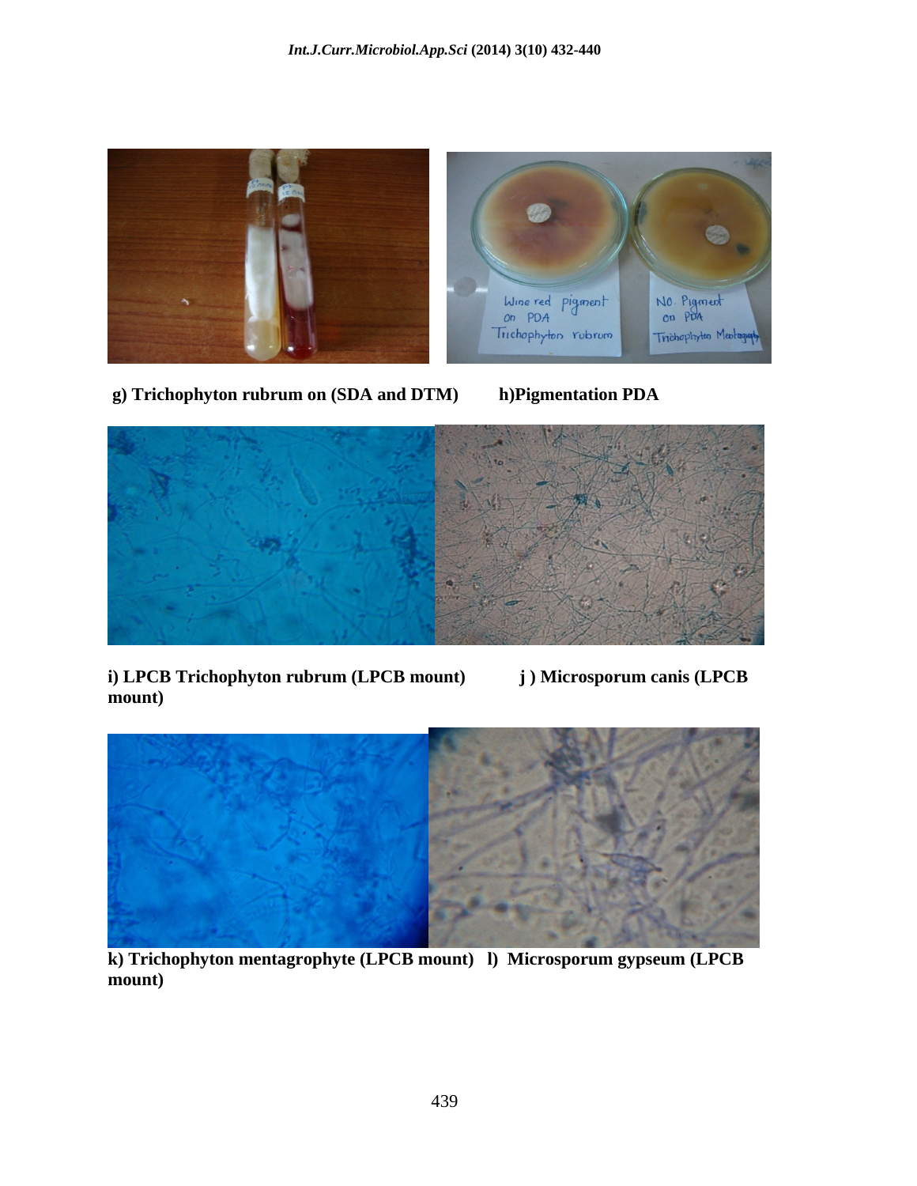**g) Trichophyton rubrum on (SDA and DTM)** **h)Pigmentation PDA**

**i) LPCB Trichophyton rubrum (LPCB mount)** **j ) Microsporum canis (LPCB mount)**

**k) Trichophyton mentagrophyte (LPCB mount)** **l) Microsporum gypseum (LPCB mount)**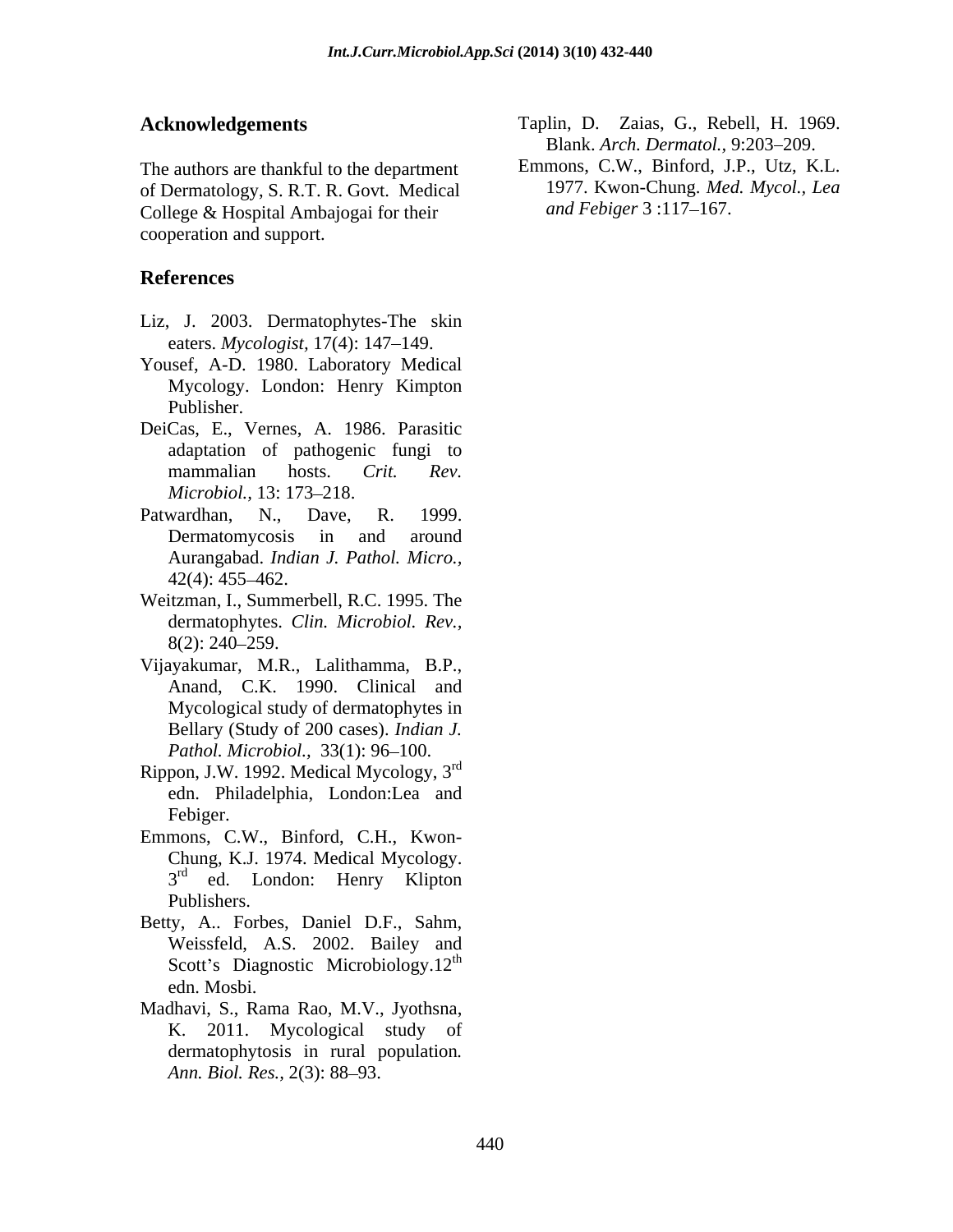## Acknowledgements

The authors are thankful to the department of Dermatology, S. R.T. R. Govt. Medical College & Hospital Ambajogai for their cooperation and support.

## References

Liz, J. 2003. Dermatophytes-The skin eaters. *Mycologist,* 17(4): 147–149.

Yousef, A-D. 1980. Laboratory Medical Mycology. London: Henry Kimpton Publisher.

DeiCas, E., Vernes, A. 1986. Parasitic adaptation of pathogenic fungi to mammalian hosts. *Crit. Rev. Microbiol.,* 13: 173–218.

Patwardhan, N., Dave, R. 1999. Dermatomycosis in and around Aurangabad. *Indian J. Pathol. Micro.,* 42(4): 455–462.

Weitzman, I., Summerbell, R.C. 1995. The dermatophytes. *Clin. Microbiol. Rev.,* 8(2): 240–259.

Vijayakumar, M.R., Lalithamma, B.P., Anand, C.K. 1990. Clinical and Mycological study of dermatophytes in Bellary (Study of 200 cases). *Indian J. Pathol. Microbiol.,* 33(1): 96–100.

Rippon, J.W. 1992. Medical Mycology, 3rd edn. Philadelphia, London:Lea and Febiger.

Emmons, C.W., Binford, C.H., Kwon-Chung, K.J. 1974. Medical Mycology. 3rd ed. London: Henry Klipton Publishers.

Betty, A.. Forbes, Daniel D.F., Sahm, Weissfeld, A.S. 2002. Bailey and Scott's Diagnostic Microbiology.12th edn. Mosbi.

Madhavi, S., Rama Rao, M.V., Jyothsna, K. 2011. Mycological study of dermatophytosis in rural population*. Ann. Biol. Res.,* 2(3): 88–93.

Taplin, D. Zaias, G., Rebell, H. 1969. Blank. *Arch. Dermatol.,* 9:203–209.

Emmons, C.W., Binford, J.P., Utz, K.L. 1977. Kwon-Chung. *Med. Mycol., Lea and Febiger* 3 :117–167.